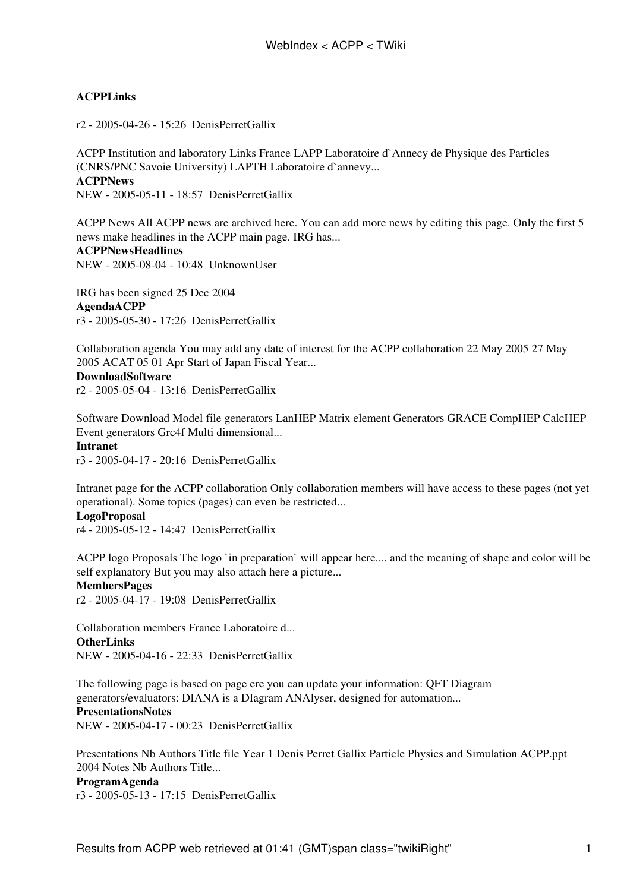**ACPPLinks**

r2 - 2005-04-26 - 15:26 DenisPerretGallix

ACPP Institution and laboratory Links France LAPP Laboratoire d`Annecy de Physique des Particules (CNRS/PNC Savoie University) LAPTH Laboratoire d`annevy...

**ACPPNews**

NEW - 2005-05-11 - 18:57 DenisPerretGallix

ACPP News All ACPP news are archived here. You can add more news by editing this page. Only the first 5 news make headlines in the ACPP main page. IRG has...

**ACPPNewsHeadlines**

NEW - 2005-08-04 - 10:48 UnknownUser

IRG has been signed 25 Dec 2004

**AgendaACPP**

r3 - 2005-05-30 - 17:26 DenisPerretGallix

Collaboration agenda You may add any date of interest for the ACPP collaboration 22 May 2005 27 May 2005 ACAT 05 01 Apr Start of Japan Fiscal Year...

**DownloadSoftware**

r2 - 2005-05-04 - 13:16 DenisPerretGallix

Software Download Model file generators LanHEP Matrix element Generators GRACE CompHEP CalcHEP Event generators Grc4f Multi dimensional...

**Intranet**

r3 - 2005-04-17 - 20:16 DenisPerretGallix

Intranet page for the ACPP collaboration Only collaboration members will have access to these pages (not yet operational). Some topics (pages) can even be restricted...

**LogoProposal**

r4 - 2005-05-12 - 14:47 DenisPerretGallix

ACPP logo Proposals The logo `in preparation` will appear here.... and the meaning of shape and color will be self explanatory But you may also attach here a picture...

**MembersPages**

r2 - 2005-04-17 - 19:08 DenisPerretGallix

Collaboration members France Laboratoire d...

**OtherLinks**

NEW - 2005-04-16 - 22:33 DenisPerretGallix

The following page is based on page ere you can update your information: QFT Diagram generators/evaluators: DIANA is a DIagram ANAlyser, designed for automation...

**PresentationsNotes**

NEW - 2005-04-17 - 00:23 DenisPerretGallix

Presentations Nb Authors Title file Year 1 Denis Perret Gallix Particle Physics and Simulation ACPP.ppt 2004 Notes Nb Authors Title...

**ProgramAgenda**

r3 - 2005-05-13 - 17:15 DenisPerretGallix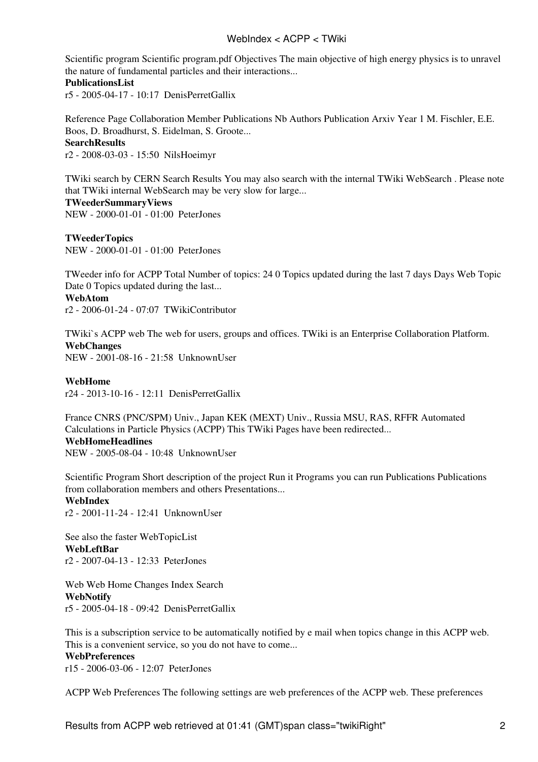Scientific program Scientific program.pdf Objectives The main objective of high energy physics is to unravel the nature of fundamental particles and their interactions...

**PublicationsList**
r5 - 2005-04-17 - 10:17 DenisPerretGallix

Reference Page Collaboration Member Publications Nb Authors Publication Arxiv Year 1 M. Fischler, E.E. Boos, D. Broadhurst, S. Eidelman, S. Groote...

**SearchResults**
r2 - 2008-03-03 - 15:50 NilsHoeimyr

TWiki search by CERN Search Results You may also search with the internal TWiki WebSearch . Please note that TWiki internal WebSearch may be very slow for large...

**TWeederSummaryViews**
NEW - 2000-01-01 - 01:00 PeterJones

**TWeederTopics**
NEW - 2000-01-01 - 01:00 PeterJones

TWeeder info for ACPP Total Number of topics: 24 0 Topics updated during the last 7 days Days Web Topic Date 0 Topics updated during the last...

**WebAtom**
r2 - 2006-01-24 - 07:07 TWikiContributor

TWiki`s ACPP web The web for users, groups and offices. TWiki is an Enterprise Collaboration Platform.

**WebChanges**
NEW - 2001-08-16 - 21:58 UnknownUser

**WebHome**
r24 - 2013-10-16 - 12:11 DenisPerretGallix

France CNRS (PNC/SPM) Univ., Japan KEK (MEXT) Univ., Russia MSU, RAS, RFFR Automated Calculations in Particle Physics (ACPP) This TWiki Pages have been redirected...

**WebHomeHeadlines**
NEW - 2005-08-04 - 10:48 UnknownUser

Scientific Program Short description of the project Run it Programs you can run Publications Publications from collaboration members and others Presentations...

**WebIndex**
r2 - 2001-11-24 - 12:41 UnknownUser

See also the faster WebTopicList

**WebLeftBar**
r2 - 2007-04-13 - 12:33 PeterJones

Web Web Home Changes Index Search

**WebNotify**
r5 - 2005-04-18 - 09:42 DenisPerretGallix

This is a subscription service to be automatically notified by e mail when topics change in this ACPP web. This is a convenient service, so you do not have to come...

**WebPreferences**
r15 - 2006-03-06 - 12:07 PeterJones

ACPP Web Preferences The following settings are web preferences of the ACPP web. These preferences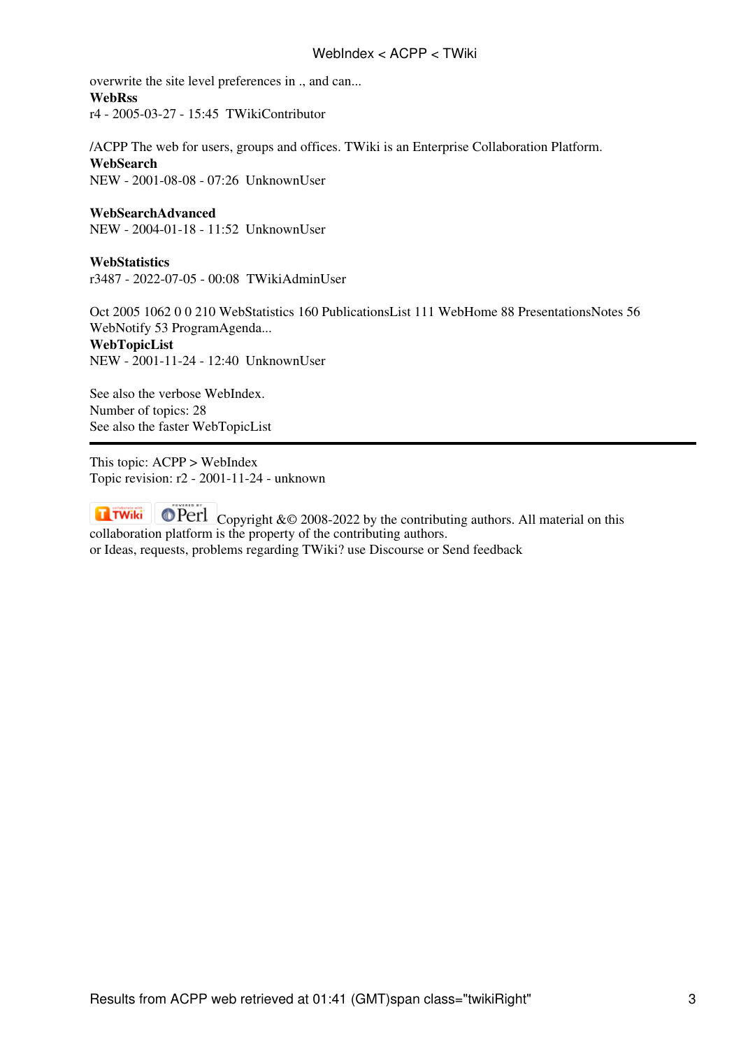overwrite the site level preferences in ., and can...
**WebRss**
r4 - 2005-03-27 - 15:45 TWikiContributor

/ACPP The web for users, groups and offices. TWiki is an Enterprise Collaboration Platform.
**WebSearch**
NEW - 2001-08-08 - 07:26 UnknownUser

**WebSearchAdvanced**
NEW - 2004-01-18 - 11:52 UnknownUser

**WebStatistics**
r3487 - 2022-07-05 - 00:08 TWikiAdminUser

Oct 2005 1062 0 0 210 WebStatistics 160 PublicationsList 111 WebHome 88 PresentationsNotes 56 WebNotify 53 ProgramAgenda...
**WebTopicList**
NEW - 2001-11-24 - 12:40 UnknownUser

See also the verbose WebIndex.
Number of topics: 28
See also the faster WebTopicList

---

This topic: ACPP > WebIndex
Topic revision: r2 - 2001-11-24 - unknown

Copyright &© 2008-2022 by the contributing authors. All material on this collaboration platform is the property of the contributing authors.
or Ideas, requests, problems regarding TWiki? use Discourse or Send feedback